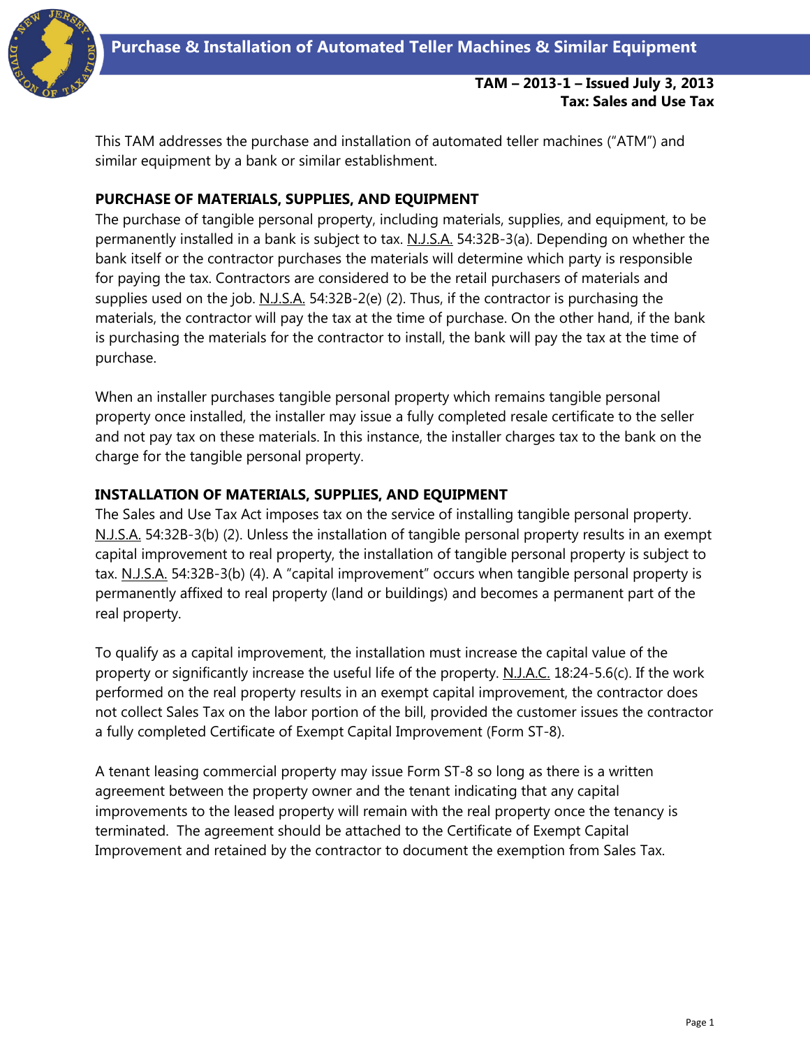# Purchase & Installation of Automated Teller Machines & Similar Equipment

**TAM – 2013-1 – Issued July 3, 2013**
**Tax: Sales and Use Tax**

This TAM addresses the purchase and installation of automated teller machines ("ATM") and similar equipment by a bank or similar establishment.

## PURCHASE OF MATERIALS, SUPPLIES, AND EQUIPMENT

The purchase of tangible personal property, including materials, supplies, and equipment, to be permanently installed in a bank is subject to tax. N.J.S.A. 54:32B-3(a). Depending on whether the bank itself or the contractor purchases the materials will determine which party is responsible for paying the tax. Contractors are considered to be the retail purchasers of materials and supplies used on the job. N.J.S.A. 54:32B-2(e) (2). Thus, if the contractor is purchasing the materials, the contractor will pay the tax at the time of purchase. On the other hand, if the bank is purchasing the materials for the contractor to install, the bank will pay the tax at the time of purchase.

When an installer purchases tangible personal property which remains tangible personal property once installed, the installer may issue a fully completed resale certificate to the seller and not pay tax on these materials. In this instance, the installer charges tax to the bank on the charge for the tangible personal property.

## INSTALLATION OF MATERIALS, SUPPLIES, AND EQUIPMENT

The Sales and Use Tax Act imposes tax on the service of installing tangible personal property. N.J.S.A. 54:32B-3(b) (2). Unless the installation of tangible personal property results in an exempt capital improvement to real property, the installation of tangible personal property is subject to tax. N.J.S.A. 54:32B-3(b) (4). A "capital improvement" occurs when tangible personal property is permanently affixed to real property (land or buildings) and becomes a permanent part of the real property.

To qualify as a capital improvement, the installation must increase the capital value of the property or significantly increase the useful life of the property. N.J.A.C. 18:24-5.6(c). If the work performed on the real property results in an exempt capital improvement, the contractor does not collect Sales Tax on the labor portion of the bill, provided the customer issues the contractor a fully completed Certificate of Exempt Capital Improvement (Form ST-8).

A tenant leasing commercial property may issue Form ST-8 so long as there is a written agreement between the property owner and the tenant indicating that any capital improvements to the leased property will remain with the real property once the tenancy is terminated. The agreement should be attached to the Certificate of Exempt Capital Improvement and retained by the contractor to document the exemption from Sales Tax.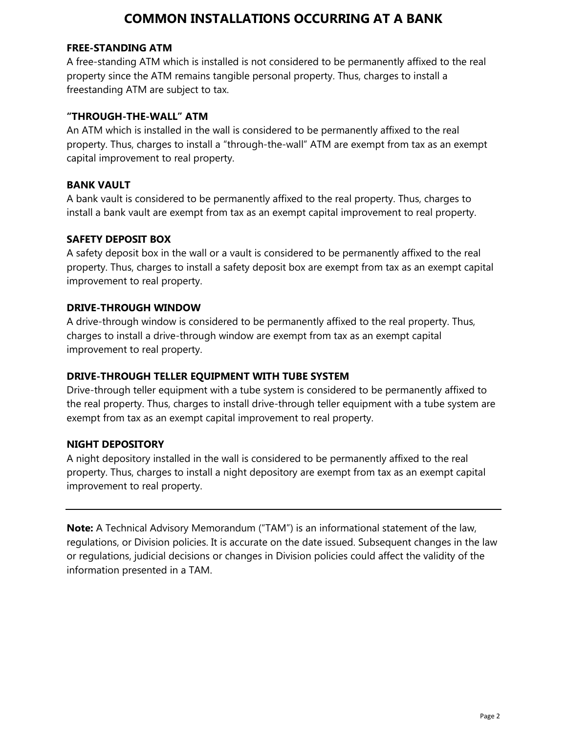# COMMON INSTALLATIONS OCCURRING AT A BANK

**FREE-STANDING ATM**

A free-standing ATM which is installed is not considered to be permanently affixed to the real property since the ATM remains tangible personal property. Thus, charges to install a freestanding ATM are subject to tax.

**"THROUGH-THE-WALL" ATM**

An ATM which is installed in the wall is considered to be permanently affixed to the real property. Thus, charges to install a "through-the-wall" ATM are exempt from tax as an exempt capital improvement to real property.

**BANK VAULT**

A bank vault is considered to be permanently affixed to the real property. Thus, charges to install a bank vault are exempt from tax as an exempt capital improvement to real property.

**SAFETY DEPOSIT BOX**

A safety deposit box in the wall or a vault is considered to be permanently affixed to the real property. Thus, charges to install a safety deposit box are exempt from tax as an exempt capital improvement to real property.

**DRIVE-THROUGH WINDOW**

A drive-through window is considered to be permanently affixed to the real property. Thus, charges to install a drive-through window are exempt from tax as an exempt capital improvement to real property.

**DRIVE-THROUGH TELLER EQUIPMENT WITH TUBE SYSTEM**

Drive-through teller equipment with a tube system is considered to be permanently affixed to the real property. Thus, charges to install drive-through teller equipment with a tube system are exempt from tax as an exempt capital improvement to real property.

**NIGHT DEPOSITORY**

A night depository installed in the wall is considered to be permanently affixed to the real property. Thus, charges to install a night depository are exempt from tax as an exempt capital improvement to real property.

---

**Note:** A Technical Advisory Memorandum ("TAM") is an informational statement of the law, regulations, or Division policies. It is accurate on the date issued. Subsequent changes in the law or regulations, judicial decisions or changes in Division policies could affect the validity of the information presented in a TAM.